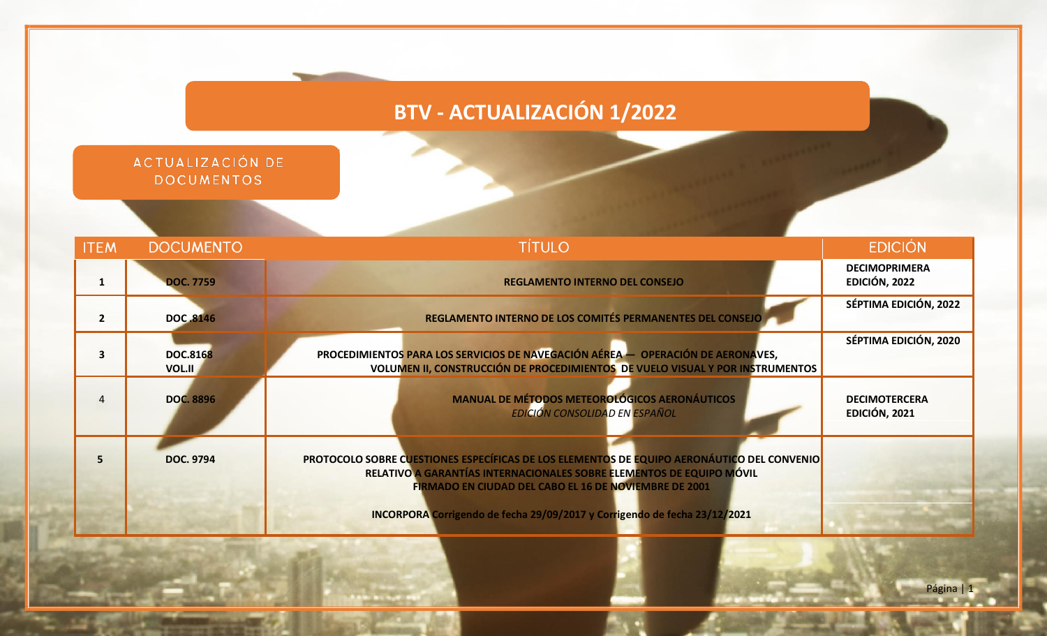# BTV - ACTUALIZACIÓN 1/2022

## ACTUALIZACIÓN DE DOCUMENTOS

| ITEM | DOCUMENTO | TÍTULO | EDICIÓN |
|---|---|---|---|
| 1 | **DOC. 7759** | **REGLAMENTO INTERNO DEL CONSEJO** | **DECIMOPRIMERA EDICIÓN, 2022** |
| 2 | **DOC .8146** | **REGLAMENTO INTERNO DE LOS COMITÉS PERMANENTES DEL CONSEJO** | **SÉPTIMA EDICIÓN, 2022** |
| 3 | **DOC.8168 VOL.II** | **PROCEDIMIENTOS PARA LOS SERVICIOS DE NAVEGACIÓN AÉREA — OPERACIÓN DE AERONAVES, VOLUMEN II, CONSTRUCCIÓN DE PROCEDIMIENTOS DE VUELO VISUAL Y POR INSTRUMENTOS** | **SÉPTIMA EDICIÓN, 2020** |
| 4 | **DOC. 8896** | **MANUAL DE MÉTODOS METEOROLÓGICOS AERONÁUTICOS** *EDICIÓN CONSOLIDAD EN ESPAÑOL* | **DECIMOTERCERA EDICIÓN, 2021** |
| 5 | **DOC. 9794** | **PROTOCOLO SOBRE CUESTIONES ESPECÍFICAS DE LOS ELEMENTOS DE EQUIPO AERONÁUTICO DEL CONVENIO RELATIVO A GARANTÍAS INTERNACIONALES SOBRE ELEMENTOS DE EQUIPO MÓVIL FIRMADO EN CIUDAD DEL CABO EL 16 DE NOVIEMBRE DE 2001** **INCORPORA Corrigendo de fecha 29/09/2017 y Corrigendo de fecha 23/12/2021** | |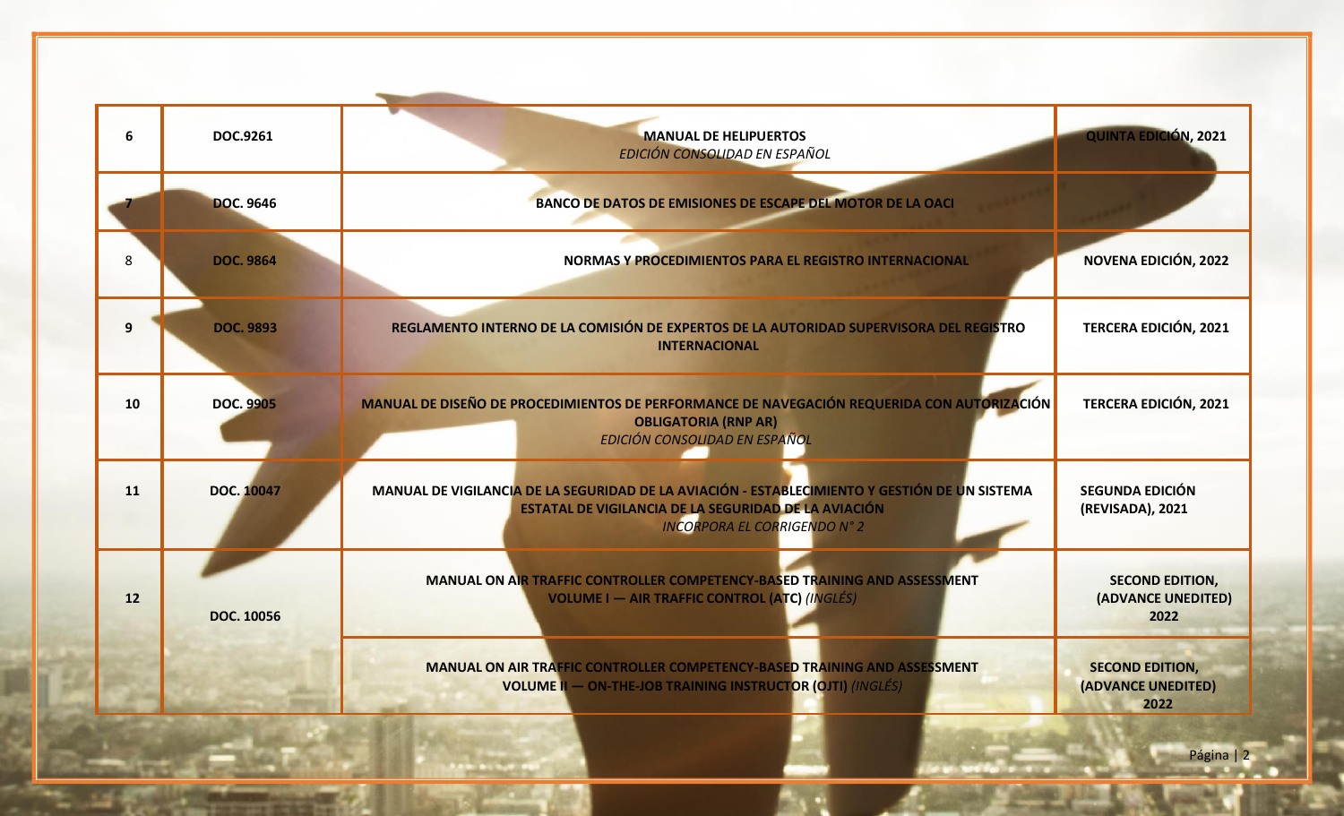| | | | |
|---|---|---|---|
| 6 | DOC.9261 | **MANUAL DE HELIPUERTOS**<br>*EDICIÓN CONSOLIDADA EN ESPAÑOL* | **QUINTA EDICIÓN, 2021** |
| 7 | **DOC. 9646** | **BANCO DE DATOS DE EMISIONES DE ESCAPE DEL MOTOR DE LA OACI** | |
| 8 | **DOC. 9864** | **NORMAS Y PROCEDIMIENTOS PARA EL REGISTRO INTERNACIONAL** | **NOVENA EDICIÓN, 2022** |
| 9 | **DOC. 9893** | **REGLAMENTO INTERNO DE LA COMISIÓN DE EXPERTOS DE LA AUTORIDAD SUPERVISORA DEL REGISTRO INTERNACIONAL** | **TERCERA EDICIÓN, 2021** |
| 10 | **DOC. 9905** | **MANUAL DE DISEÑO DE PROCEDIMIENTOS DE PERFORMANCE DE NAVEGACIÓN REQUERIDA CON AUTORIZACIÓN OBLIGATORIA (RNP AR)**<br>*EDICIÓN CONSOLIDADA EN ESPAÑOL* | **TERCERA EDICIÓN, 2021** |
| 11 | **DOC. 10047** | **MANUAL DE VIGILANCIA DE LA SEGURIDAD DE LA AVIACIÓN - ESTABLECIMIENTO Y GESTIÓN DE UN SISTEMA ESTATAL DE VIGILANCIA DE LA SEGURIDAD DE LA AVIACIÓN**<br>*INCORPORA EL CORRIGENDO N° 2* | **SEGUNDA EDICIÓN (REVISADA), 2021** |
| 12 | **DOC. 10056** | **MANUAL ON AIR TRAFFIC CONTROLLER COMPETENCY-BASED TRAINING AND ASSESSMENT VOLUME I — AIR TRAFFIC CONTROL (ATC)** *(INGLÉS)* | **SECOND EDITION, (ADVANCE UNEDITED) 2022** |
| | | **MANUAL ON AIR TRAFFIC CONTROLLER COMPETENCY-BASED TRAINING AND ASSESSMENT VOLUME II — ON-THE-JOB TRAINING INSTRUCTOR (OJTI)** *(INGLÉS)* | **SECOND EDITION, (ADVANCE UNEDITED) 2022** |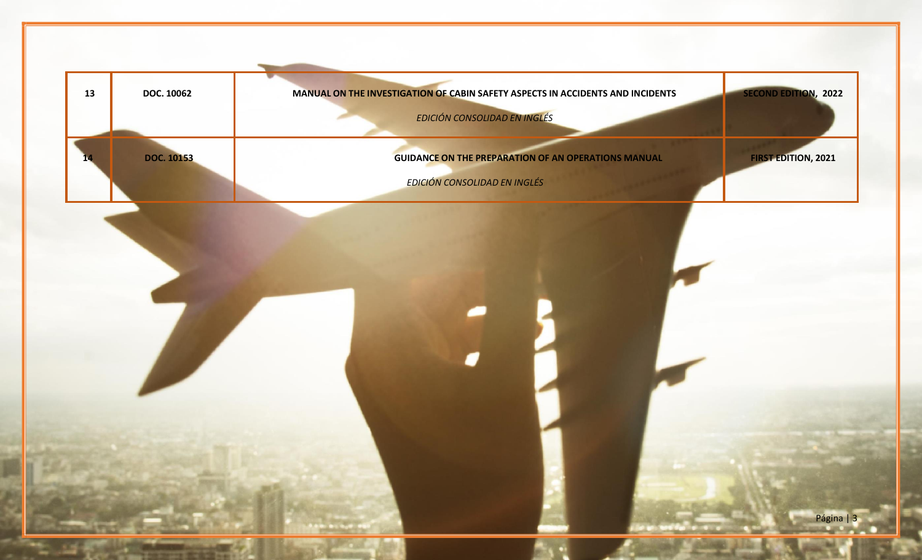| 13 | DOC. 10062 | MANUAL ON THE INVESTIGATION OF CABIN SAFETY ASPECTS IN ACCIDENTS AND INCIDENTS<br>*EDICIÓN CONSOLIDAD EN INGLÉS* | SECOND EDITION, 2022 |
|---|---|---|---|
| 14 | DOC. 10153 | GUIDANCE ON THE PREPARATION OF AN OPERATIONS MANUAL<br>*EDICIÓN CONSOLIDAD EN INGLÉS* | FIRST EDITION, 2021 |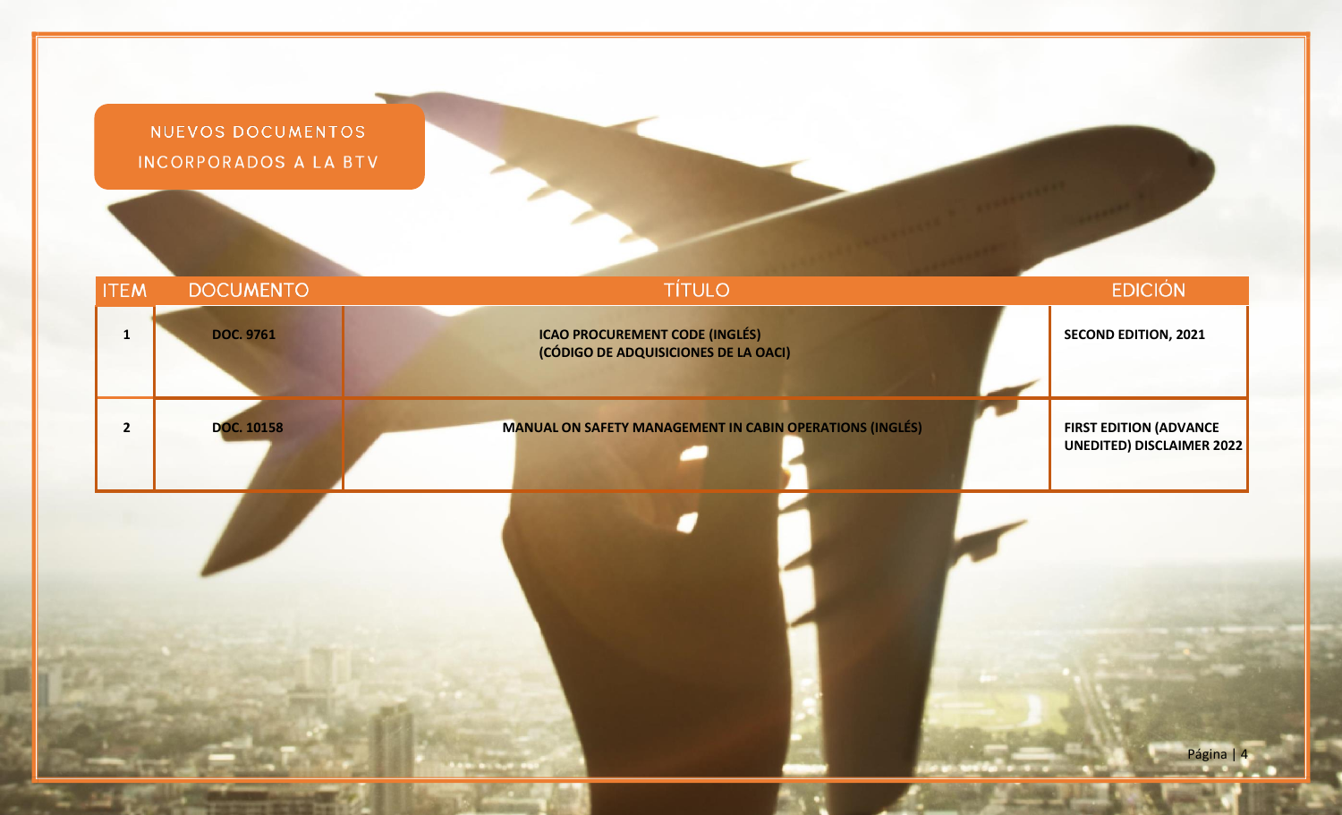## NUEVOS DOCUMENTOS INCORPORADOS A LA BTV

| ITEM | DOCUMENTO | TÍTULO | EDICIÓN |
|---|---|---|---|
| **1** | **DOC. 9761** | **ICAO PROCUREMENT CODE (INGLÉS) (CÓDIGO DE ADQUISICIONES DE LA OACI)** | **SECOND EDITION, 2021** |
| **2** | **DOC. 10158** | **MANUAL ON SAFETY MANAGEMENT IN CABIN OPERATIONS (INGLÉS)** | **FIRST EDITION (ADVANCE UNEDITED) DISCLAIMER 2022** |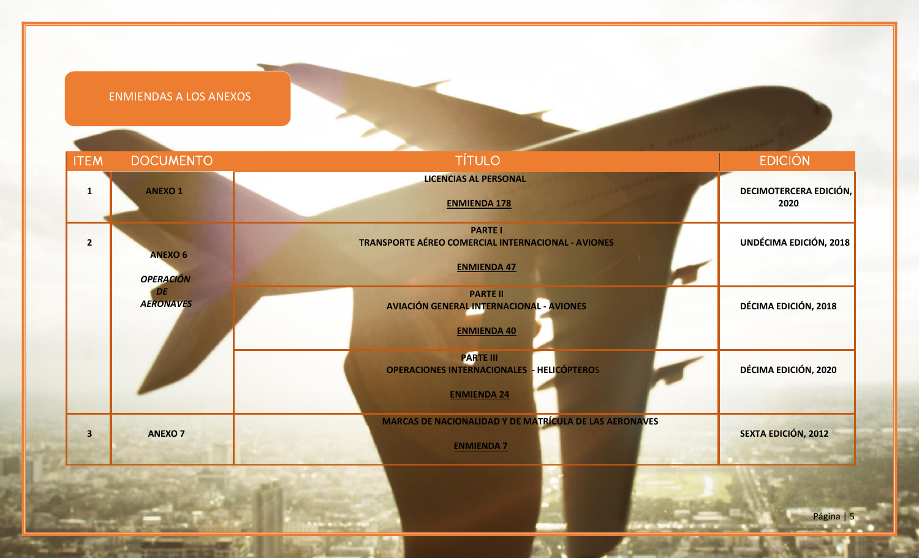## ENMIENDAS A LOS ANEXOS

| ITEM | DOCUMENTO | TÍTULO | EDICIÓN |
|---|---|---|---|
| **1** | **ANEXO 1** | **LICENCIAS AL PERSONAL**<br><br>**ENMIENDA 178** | **DECIMOTERCERA EDICIÓN, 2020** |
| **2** | **ANEXO 6**<br><br>***OPERACIÓN DE AERONAVES*** | **PARTE I**<br>**TRANSPORTE AÉREO COMERCIAL INTERNACIONAL - AVIONES**<br><br>**ENMIENDA 47** | **UNDÉCIMA EDICIÓN, 2018** |
| | | **PARTE II**<br>**AVIACIÓN GENERAL INTERNACIONAL - AVIONES**<br><br>**ENMIENDA 40** | **DÉCIMA EDICIÓN, 2018** |
| | | **PARTE III**<br>**OPERACIONES INTERNACIONALES - HELICÓPTEROS**<br><br>**ENMIENDA 24** | **DÉCIMA EDICIÓN, 2020** |
| **3** | **ANEXO 7** | **MARCAS DE NACIONALIDAD Y DE MATRÍCULA DE LAS AERONAVES**<br><br>**ENMIENDA 7** | **SEXTA EDICIÓN, 2012** |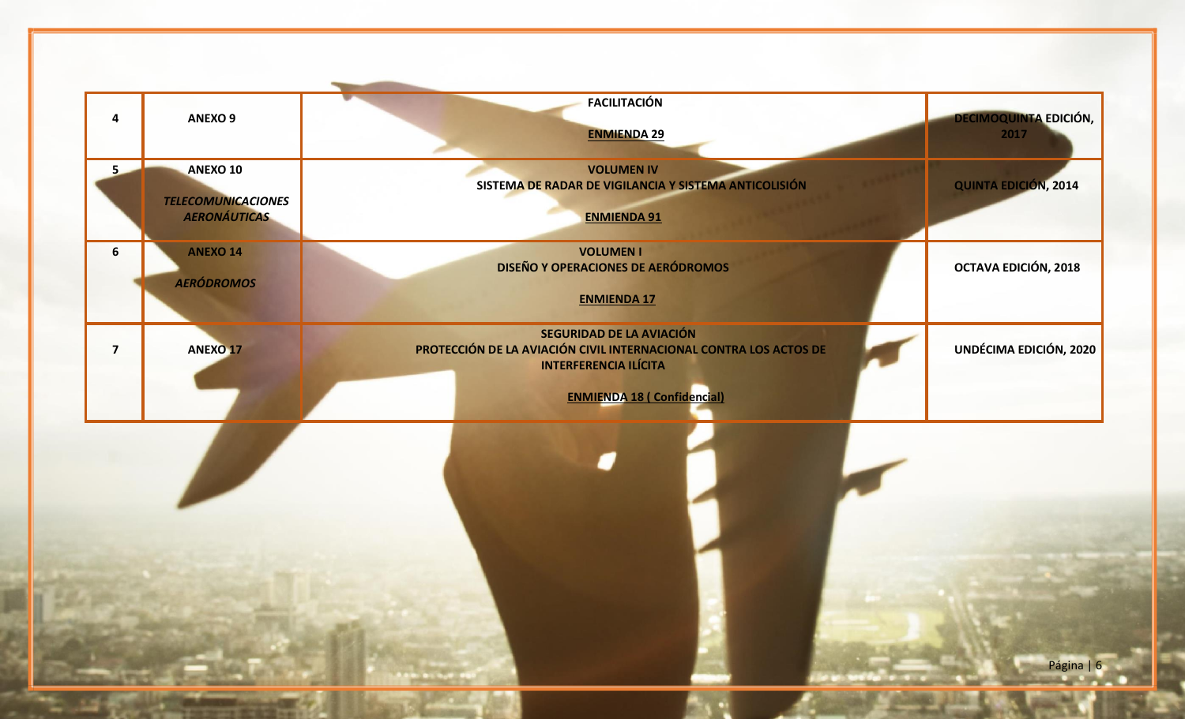| | | | |
|---|---|---|---|
| **4** | **ANEXO 9** | **FACILITACIÓN**<br><br>**ENMIENDA 29** | **DECIMOQUINTA EDICIÓN, 2017** |
| **5** | **ANEXO 10**<br><br>***TELECOMUNICACIONES AERONÁUTICAS*** | **VOLUMEN IV**<br>**SISTEMA DE RADAR DE VIGILANCIA Y SISTEMA ANTICOLISIÓN**<br><br>**ENMIENDA 91** | **QUINTA EDICIÓN, 2014** |
| **6** | **ANEXO 14**<br><br>***AERÓDROMOS*** | **VOLUMEN I**<br>**DISEÑO Y OPERACIONES DE AERÓDROMOS**<br><br>**ENMIENDA 17** | **OCTAVA EDICIÓN, 2018** |
| **7** | **ANEXO 17** | **SEGURIDAD DE LA AVIACIÓN**<br>**PROTECCIÓN DE LA AVIACIÓN CIVIL INTERNACIONAL CONTRA LOS ACTOS DE INTERFERENCIA ILÍCITA**<br><br>**ENMIENDA 18 ( Confidencial)** | **UNDÉCIMA EDICIÓN, 2020** |